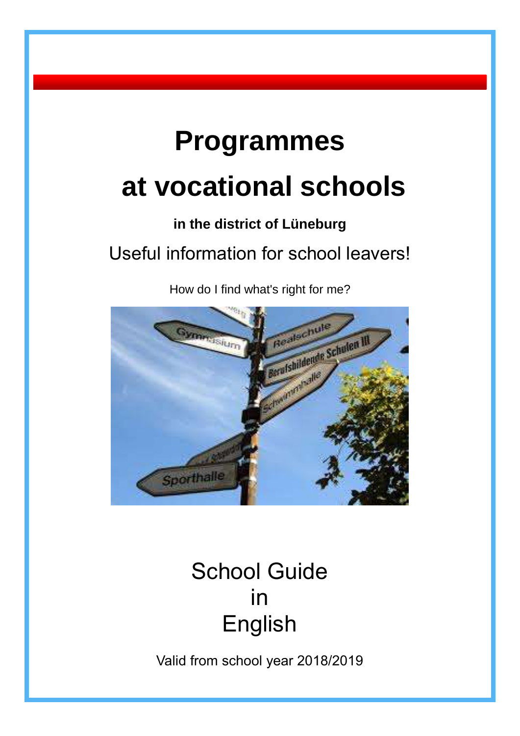# Programmes

# at vocational schools

**in the district of Lüneburg**

Useful information for school leavers!

How do I find what's right for me?

School Guide
in
English

Valid from school year 2018/2019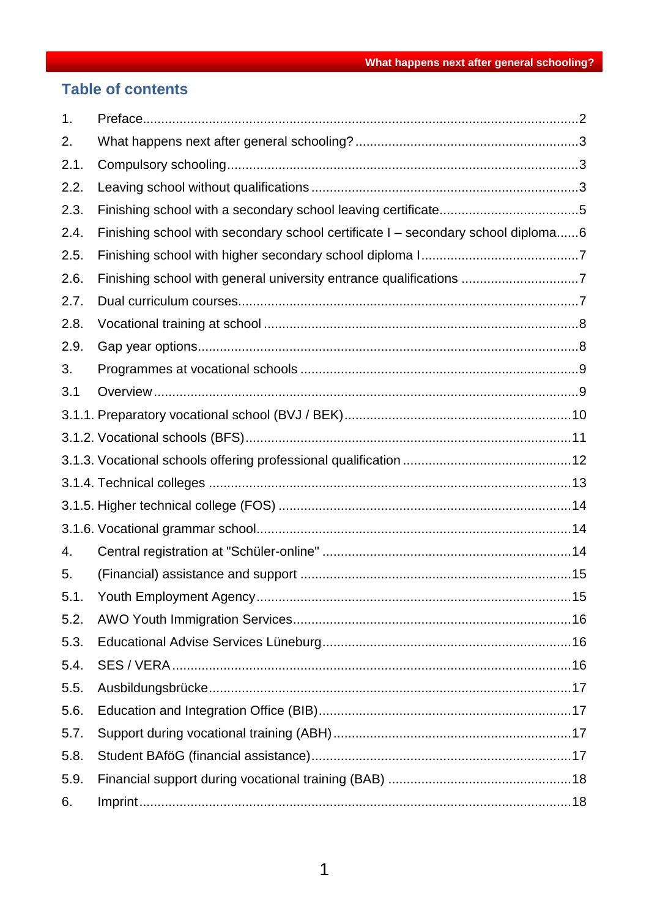## Table of contents

| | | |
|---|---|---|
| 1. | Preface | 2 |
| 2. | What happens next after general schooling? | 3 |
| 2.1. | Compulsory schooling | 3 |
| 2.2. | Leaving school without qualifications | 3 |
| 2.3. | Finishing school with a secondary school leaving certificate | 5 |
| 2.4. | Finishing school with secondary school certificate I – secondary school diploma | 6 |
| 2.5. | Finishing school with higher secondary school diploma I | 7 |
| 2.6. | Finishing school with general university entrance qualifications | 7 |
| 2.7. | Dual curriculum courses | 7 |
| 2.8. | Vocational training at school | 8 |
| 2.9. | Gap year options | 8 |
| 3. | Programmes at vocational schools | 9 |
| 3.1 | Overview | 9 |
| 3.1.1. | Preparatory vocational school (BVJ / BEK) | 10 |
| 3.1.2. | Vocational schools (BFS) | 11 |
| 3.1.3. | Vocational schools offering professional qualification | 12 |
| 3.1.4. | Technical colleges | 13 |
| 3.1.5. | Higher technical college (FOS) | 14 |
| 3.1.6. | Vocational grammar school | 14 |
| 4. | Central registration at "Schüler-online" | 14 |
| 5. | (Financial) assistance and support | 15 |
| 5.1. | Youth Employment Agency | 15 |
| 5.2. | AWO Youth Immigration Services | 16 |
| 5.3. | Educational Advise Services Lüneburg | 16 |
| 5.4. | SES / VERA | 16 |
| 5.5. | Ausbildungsbrücke | 17 |
| 5.6. | Education and Integration Office (BIB) | 17 |
| 5.7. | Support during vocational training (ABH) | 17 |
| 5.8. | Student BAföG (financial assistance) | 17 |
| 5.9. | Financial support during vocational training (BAB) | 18 |
| 6. | Imprint | 18 |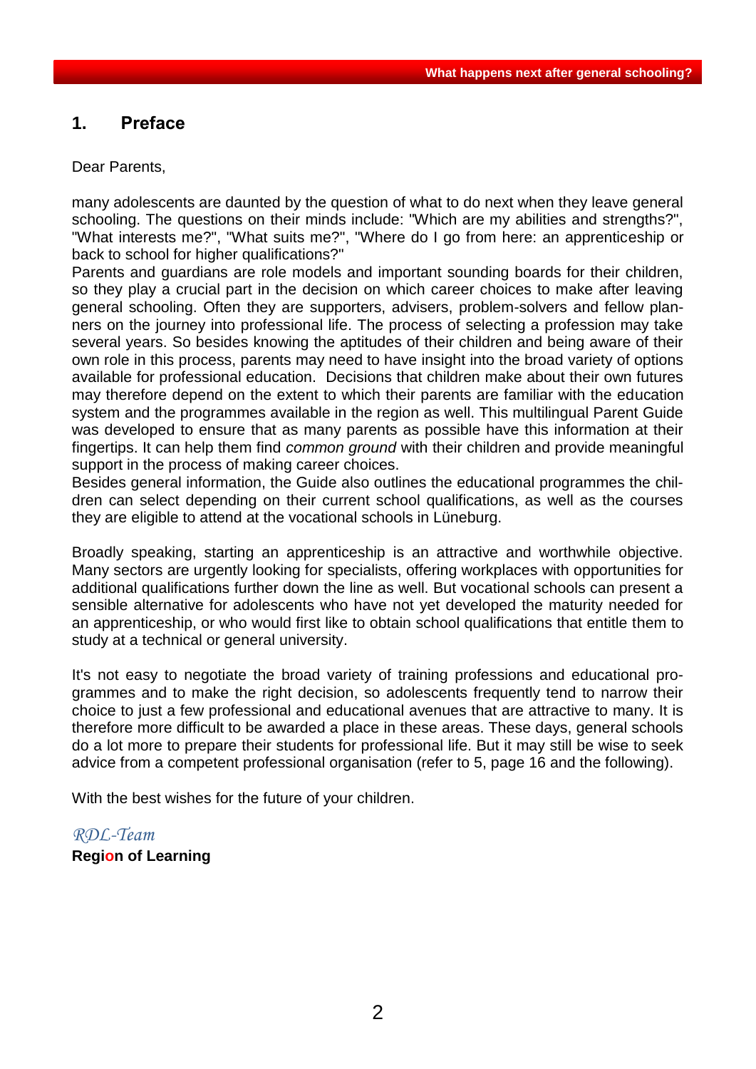## 1. Preface

Dear Parents,

many adolescents are daunted by the question of what to do next when they leave general schooling. The questions on their minds include: "Which are my abilities and strengths?", "What interests me?", "What suits me?", "Where do I go from here: an apprenticeship or back to school for higher qualifications?"
Parents and guardians are role models and important sounding boards for their children, so they play a crucial part in the decision on which career choices to make after leaving general schooling. Often they are supporters, advisers, problem-solvers and fellow planners on the journey into professional life. The process of selecting a profession may take several years. So besides knowing the aptitudes of their children and being aware of their own role in this process, parents may need to have insight into the broad variety of options available for professional education. Decisions that children make about their own futures may therefore depend on the extent to which their parents are familiar with the education system and the programmes available in the region as well. This multilingual Parent Guide was developed to ensure that as many parents as possible have this information at their fingertips. It can help them find *common ground* with their children and provide meaningful support in the process of making career choices.
Besides general information, the Guide also outlines the educational programmes the children can select depending on their current school qualifications, as well as the courses they are eligible to attend at the vocational schools in Lüneburg.

Broadly speaking, starting an apprenticeship is an attractive and worthwhile objective. Many sectors are urgently looking for specialists, offering workplaces with opportunities for additional qualifications further down the line as well. But vocational schools can present a sensible alternative for adolescents who have not yet developed the maturity needed for an apprenticeship, or who would first like to obtain school qualifications that entitle them to study at a technical or general university.

It's not easy to negotiate the broad variety of training professions and educational programmes and to make the right decision, so adolescents frequently tend to narrow their choice to just a few professional and educational avenues that are attractive to many. It is therefore more difficult to be awarded a place in these areas. These days, general schools do a lot more to prepare their students for professional life. But it may still be wise to seek advice from a competent professional organisation (refer to 5, page 16 and the following).

With the best wishes for the future of your children.

*RDL-Team*
**Region of Learning**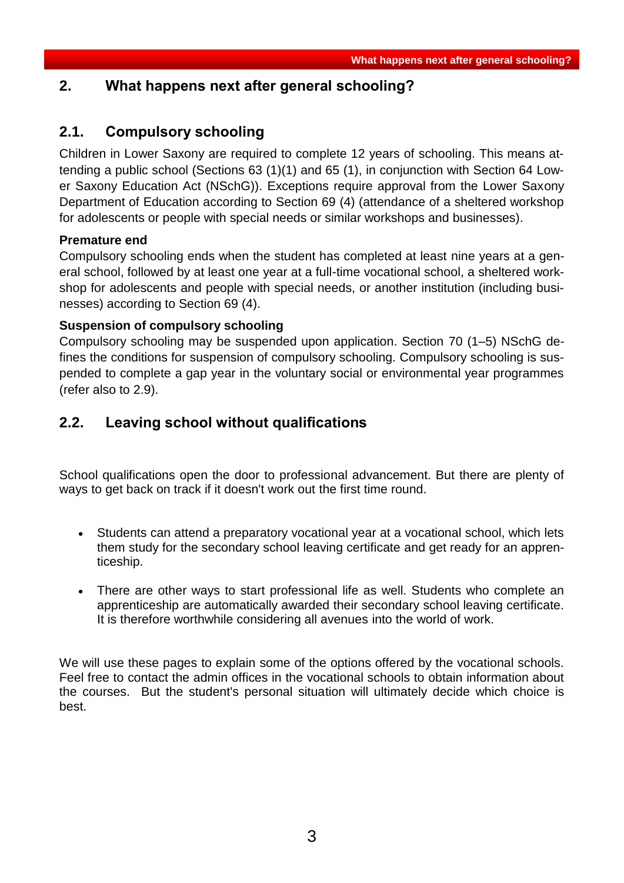## 2. What happens next after general schooling?

### 2.1. Compulsory schooling

Children in Lower Saxony are required to complete 12 years of schooling. This means attending a public school (Sections 63 (1)(1) and 65 (1), in conjunction with Section 64 Lower Saxony Education Act (NSchG)). Exceptions require approval from the Lower Saxony Department of Education according to Section 69 (4) (attendance of a sheltered workshop for adolescents or people with special needs or similar workshops and businesses).

**Premature end**

Compulsory schooling ends when the student has completed at least nine years at a general school, followed by at least one year at a full-time vocational school, a sheltered workshop for adolescents and people with special needs, or another institution (including businesses) according to Section 69 (4).

**Suspension of compulsory schooling**

Compulsory schooling may be suspended upon application. Section 70 (1–5) NSchG defines the conditions for suspension of compulsory schooling. Compulsory schooling is suspended to complete a gap year in the voluntary social or environmental year programmes (refer also to 2.9).

### 2.2. Leaving school without qualifications

School qualifications open the door to professional advancement. But there are plenty of ways to get back on track if it doesn't work out the first time round.

- Students can attend a preparatory vocational year at a vocational school, which lets them study for the secondary school leaving certificate and get ready for an apprenticeship.
- There are other ways to start professional life as well. Students who complete an apprenticeship are automatically awarded their secondary school leaving certificate. It is therefore worthwhile considering all avenues into the world of work.

We will use these pages to explain some of the options offered by the vocational schools. Feel free to contact the admin offices in the vocational schools to obtain information about the courses. But the student's personal situation will ultimately decide which choice is best.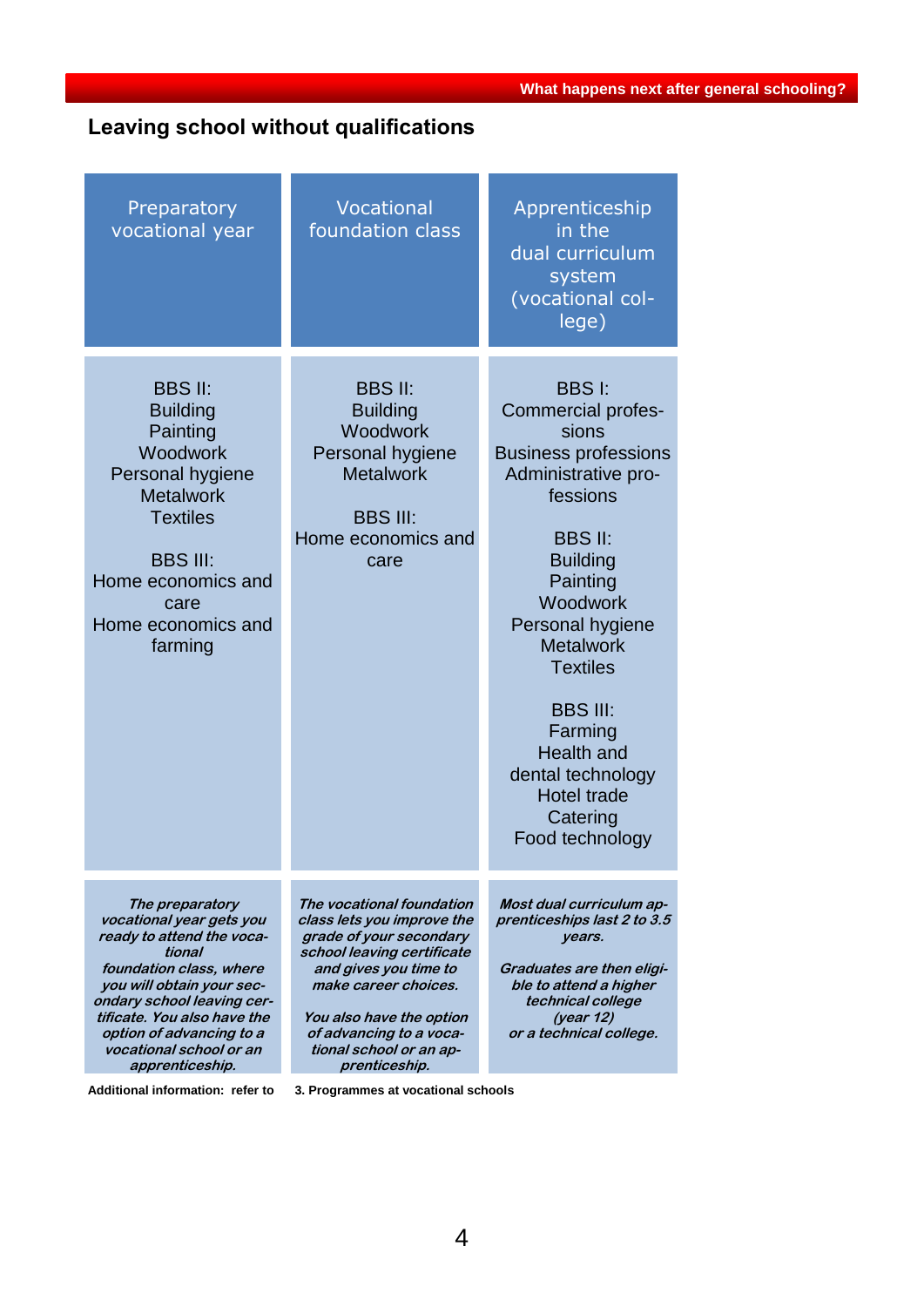## Leaving school without qualifications

| Preparatory vocational year | Vocational foundation class | Apprenticeship in the dual curriculum system (vocational college) |
|---|---|---|
| BBS II:<br>Building<br>Painting<br>Woodwork<br>Personal hygiene<br>Metalwork<br>Textiles<br><br>BBS III:<br>Home economics and care<br>Home economics and farming | BBS II:<br>Building<br>Woodwork<br>Personal hygiene<br>Metalwork<br><br>BBS III:<br>Home economics and care | BBS I:<br>Commercial professions<br>Business professions<br>Administrative professions<br><br>BBS II:<br>Building<br>Painting<br>Woodwork<br>Personal hygiene<br>Metalwork<br>Textiles<br><br>BBS III:<br>Farming<br>Health and dental technology<br>Hotel trade<br>Catering<br>Food technology |
| ***The preparatory vocational year gets you ready to attend the vocational foundation class, where you will obtain your secondary school leaving certificate. You also have the option of advancing to a vocational school or an apprenticeship.*** | ***The vocational foundation class lets you improve the grade of your secondary school leaving certificate and gives you time to make career choices.***<br><br>***You also have the option of advancing to a vocational school or an apprenticeship.*** | ***Most dual curriculum apprenticeships last 2 to 3.5 years.***<br><br>***Graduates are then eligible to attend a higher technical college (year 12) or a technical college.*** |

**Additional information: refer to 3. Programmes at vocational schools**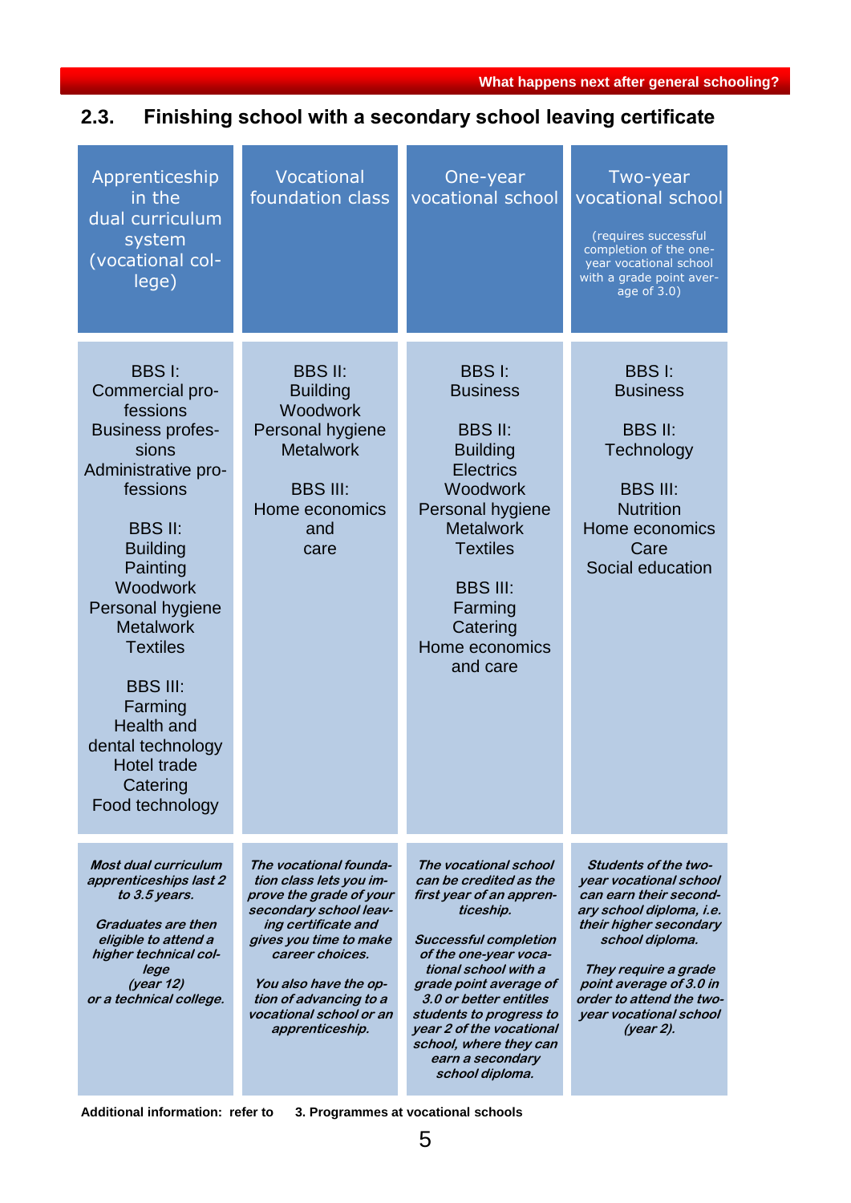## 2.3. Finishing school with a secondary school leaving certificate

| Apprenticeship in the dual curriculum system (vocational college) | Vocational foundation class | One-year vocational school | Two-year vocational school (requires successful completion of the one-year vocational school with a grade point average of 3.0) |
|---|---|---|---|
| BBS I:<br>Commercial professions<br>Business professions<br>Administrative professions<br><br>BBS II:<br>Building<br>Painting<br>Woodwork<br>Personal hygiene<br>Metalwork<br>Textiles<br><br>BBS III:<br>Farming<br>Health and dental technology<br>Hotel trade<br>Catering<br>Food technology | BBS II:<br>Building<br>Woodwork<br>Personal hygiene<br>Metalwork<br><br>BBS III:<br>Home economics and care | BBS I:<br>Business<br><br>BBS II:<br>Building<br>Electrics<br>Woodwork<br>Personal hygiene<br>Metalwork<br>Textiles<br><br>BBS III:<br>Farming<br>Catering<br>Home economics and care | BBS I:<br>Business<br><br>BBS II:<br>Technology<br><br>BBS III:<br>Nutrition<br>Home economics<br>Care<br>Social education |
| ***Most dual curriculum apprenticeships last 2 to 3.5 years.***<br><br>***Graduates are then eligible to attend a higher technical college (year 12) or a technical college.*** | ***The vocational foundation class lets you improve the grade of your secondary school leaving certificate and gives you time to make career choices.***<br><br>***You also have the option of advancing to a vocational school or an apprenticeship.*** | ***The vocational school can be credited as the first year of an apprenticeship.***<br><br>***Successful completion of the one-year vocational school with a grade point average of 3.0 or better entitles students to progress to year 2 of the vocational school, where they can earn a secondary school diploma.*** | ***Students of the two-year vocational school can earn their secondary school diploma, i.e. their higher secondary school diploma.***<br><br>***They require a grade point average of 3.0 in order to attend the two-year vocational school (year 2).*** |

**Additional information: refer to 3. Programmes at vocational schools**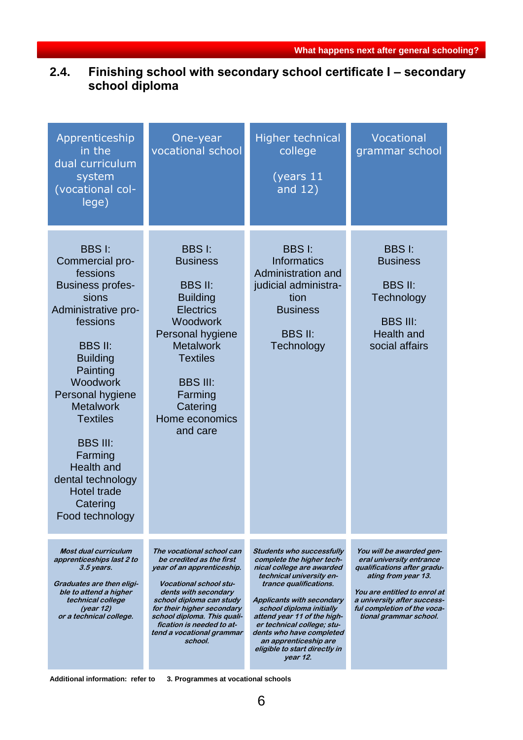## 2.4. Finishing school with secondary school certificate I – secondary school diploma

| Apprenticeship in the dual curriculum system (vocational college) | One-year vocational school | Higher technical college (years 11 and 12) | Vocational grammar school |
|---|---|---|---|
| BBS I: Commercial professions Business professions Administrative professions<br><br>BBS II: Building Painting Woodwork Personal hygiene Metalwork Textiles<br><br>BBS III: Farming Health and dental technology Hotel trade Catering Food technology | BBS I: Business<br><br>BBS II: Building Electrics Woodwork Personal hygiene Metalwork Textiles<br><br>BBS III: Farming Catering Home economics and care | BBS I: Informatics Administration and judicial administration Business<br><br>BBS II: Technology | BBS I: Business<br><br>BBS II: Technology<br><br>BBS III: Health and social affairs |
| ***Most dual curriculum apprenticeships last 2 to 3.5 years.***<br><br>***Graduates are then eligible to attend a higher technical college (year 12) or a technical college.*** | ***The vocational school can be credited as the first year of an apprenticeship.***<br><br>***Vocational school students with secondary school diploma can study for their higher secondary school diploma. This qualification is needed to attend a vocational grammar school.*** | ***Students who successfully complete the higher technical college are awarded technical university entrance qualifications.***<br><br>***Applicants with secondary school diploma initially attend year 11 of the higher technical college; students who have completed an apprenticeship are eligible to start directly in year 12.*** | ***You will be awarded general university entrance qualifications after graduating from year 13.***<br><br>***You are entitled to enrol at a university after successful completion of the vocational grammar school.*** |

**Additional information: refer to 3. Programmes at vocational schools**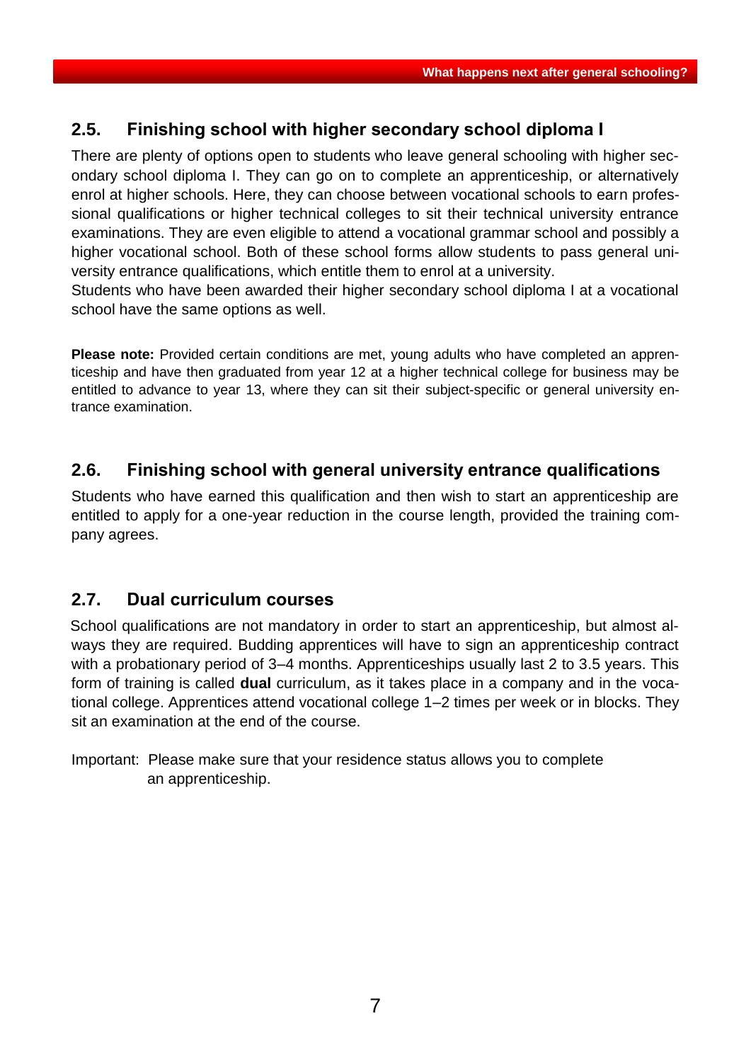## 2.5. Finishing school with higher secondary school diploma I

There are plenty of options open to students who leave general schooling with higher secondary school diploma I. They can go on to complete an apprenticeship, or alternatively enrol at higher schools. Here, they can choose between vocational schools to earn professional qualifications or higher technical colleges to sit their technical university entrance examinations. They are even eligible to attend a vocational grammar school and possibly a higher vocational school. Both of these school forms allow students to pass general university entrance qualifications, which entitle them to enrol at a university.
Students who have been awarded their higher secondary school diploma I at a vocational school have the same options as well.

**Please note:** Provided certain conditions are met, young adults who have completed an apprenticeship and have then graduated from year 12 at a higher technical college for business may be entitled to advance to year 13, where they can sit their subject-specific or general university entrance examination.

## 2.6. Finishing school with general university entrance qualifications

Students who have earned this qualification and then wish to start an apprenticeship are entitled to apply for a one-year reduction in the course length, provided the training company agrees.

## 2.7. Dual curriculum courses

School qualifications are not mandatory in order to start an apprenticeship, but almost always they are required. Budding apprentices will have to sign an apprenticeship contract with a probationary period of 3–4 months. Apprenticeships usually last 2 to 3.5 years. This form of training is called **dual** curriculum, as it takes place in a company and in the vocational college. Apprentices attend vocational college 1–2 times per week or in blocks. They sit an examination at the end of the course.

Important: Please make sure that your residence status allows you to complete an apprenticeship.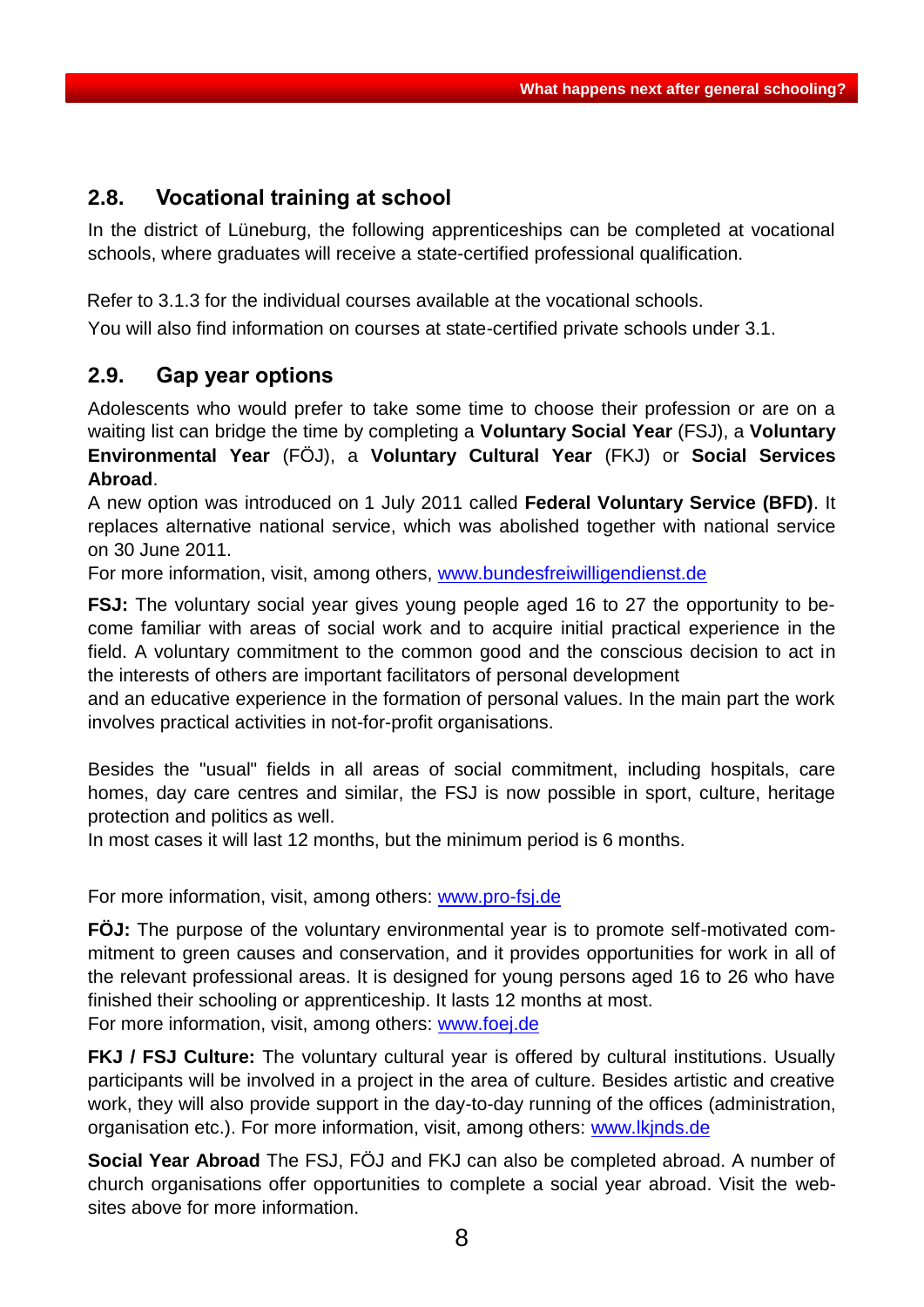## 2.8. Vocational training at school

In the district of Lüneburg, the following apprenticeships can be completed at vocational schools, where graduates will receive a state-certified professional qualification.

Refer to 3.1.3 for the individual courses available at the vocational schools.

You will also find information on courses at state-certified private schools under 3.1.

## 2.9. Gap year options

Adolescents who would prefer to take some time to choose their profession or are on a waiting list can bridge the time by completing a **Voluntary Social Year** (FSJ), a **Voluntary Environmental Year** (FÖJ), a **Voluntary Cultural Year** (FKJ) or **Social Services Abroad**.

A new option was introduced on 1 July 2011 called **Federal Voluntary Service (BFD)**. It replaces alternative national service, which was abolished together with national service on 30 June 2011.

For more information, visit, among others, www.bundesfreiwilligendienst.de

**FSJ:** The voluntary social year gives young people aged 16 to 27 the opportunity to become familiar with areas of social work and to acquire initial practical experience in the field. A voluntary commitment to the common good and the conscious decision to act in the interests of others are important facilitators of personal development and an educative experience in the formation of personal values. In the main part the work involves practical activities in not-for-profit organisations.

Besides the "usual" fields in all areas of social commitment, including hospitals, care homes, day care centres and similar, the FSJ is now possible in sport, culture, heritage protection and politics as well.

In most cases it will last 12 months, but the minimum period is 6 months.

For more information, visit, among others: www.pro-fsj.de

**FÖJ:** The purpose of the voluntary environmental year is to promote self-motivated commitment to green causes and conservation, and it provides opportunities for work in all of the relevant professional areas. It is designed for young persons aged 16 to 26 who have finished their schooling or apprenticeship. It lasts 12 months at most.

For more information, visit, among others: www.foej.de

**FKJ / FSJ Culture:** The voluntary cultural year is offered by cultural institutions. Usually participants will be involved in a project in the area of culture. Besides artistic and creative work, they will also provide support in the day-to-day running of the offices (administration, organisation etc.). For more information, visit, among others: www.lkjnds.de

**Social Year Abroad** The FSJ, FÖJ and FKJ can also be completed abroad. A number of church organisations offer opportunities to complete a social year abroad. Visit the websites above for more information.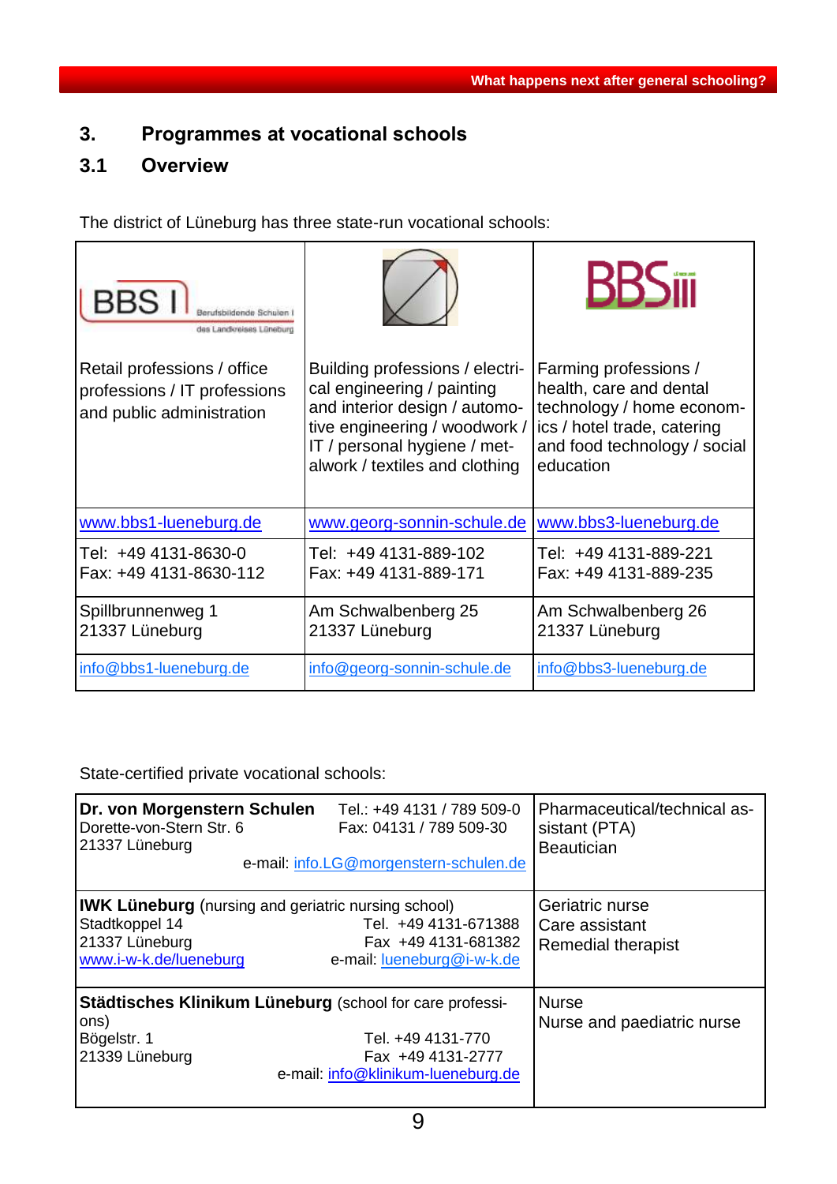## 3. Programmes at vocational schools

### 3.1 Overview

The district of Lüneburg has three state-run vocational schools:

| BBS I Berufsbildende Schulen I des Landkreises Lüneburg | | BBS III |
|---|---|---|
| Retail professions / office professions / IT professions and public administration | Building professions / electrical engineering / painting and interior design / automotive engineering / woodwork / IT / personal hygiene / metalwork / textiles and clothing | Farming professions / health, care and dental technology / home economics / hotel trade, catering and food technology / social education |
| www.bbs1-lueneburg.de | www.georg-sonnin-schule.de | www.bbs3-lueneburg.de |
| Tel: +49 4131-8630-0<br>Fax: +49 4131-8630-112 | Tel: +49 4131-889-102<br>Fax: +49 4131-889-171 | Tel: +49 4131-889-221<br>Fax: +49 4131-889-235 |
| Spillbrunnenweg 1<br>21337 Lüneburg | Am Schwalbenberg 25<br>21337 Lüneburg | Am Schwalbenberg 26<br>21337 Lüneburg |
| info@bbs1-lueneburg.de | info@georg-sonnin-schule.de | info@bbs3-lueneburg.de |

State-certified private vocational schools:

| School | Programmes |
|---|---|
| **Dr. von Morgenstern Schulen**<br>Dorette-von-Stern Str. 6<br>21337 Lüneburg<br>Tel.: +49 4131 / 789 509-0<br>Fax: 04131 / 789 509-30<br>e-mail: info.LG@morgenstern-schulen.de | Pharmaceutical/technical assistant (PTA)<br>Beautician |
| **IWK Lüneburg** (nursing and geriatric nursing school)<br>Stadtkoppel 14<br>21337 Lüneburg<br>www.i-w-k.de/lueneburg<br>Tel. +49 4131-671388<br>Fax +49 4131-681382<br>e-mail: lueneburg@i-w-k.de | Geriatric nurse<br>Care assistant<br>Remedial therapist |
| **Städtisches Klinikum Lüneburg** (school for care professions)<br>Bögelstr. 1<br>21339 Lüneburg<br>Tel. +49 4131-770<br>Fax +49 4131-2777<br>e-mail: info@klinikum-lueneburg.de | Nurse<br>Nurse and paediatric nurse |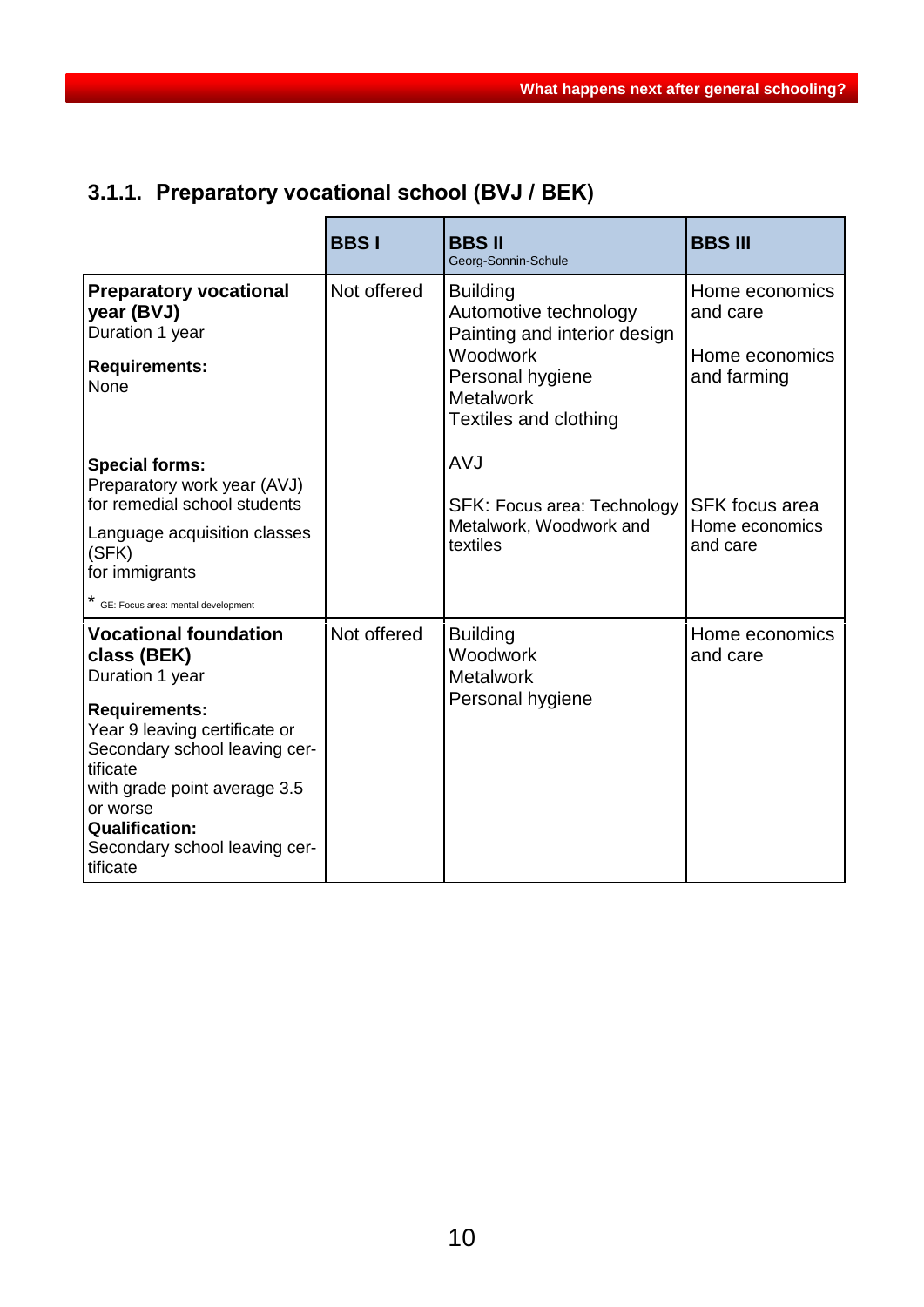### 3.1.1. Preparatory vocational school (BVJ / BEK)

| | **BBS I** | **BBS II** Georg-Sonnin-Schule | **BBS III** |
|---|---|---|---|
| **Preparatory vocational year (BVJ)** Duration 1 year<br><br>**Requirements:** None<br><br>**Special forms:** Preparatory work year (AVJ) for remedial school students<br><br>Language acquisition classes (SFK) for immigrants<br><br>* GE: Focus area: mental development | Not offered | Building<br>Automotive technology<br>Painting and interior design<br>Woodwork<br>Personal hygiene<br>Metalwork<br>Textiles and clothing<br><br>AVJ<br><br>SFK: Focus area: Technology Metalwork, Woodwork and textiles | Home economics and care<br><br>Home economics and farming<br><br>SFK focus area Home economics and care |
| **Vocational foundation class (BEK)** Duration 1 year<br><br>**Requirements:** Year 9 leaving certificate or Secondary school leaving certificate with grade point average 3.5 or worse<br>**Qualification:** Secondary school leaving certificate | Not offered | Building<br>Woodwork<br>Metalwork<br>Personal hygiene | Home economics and care |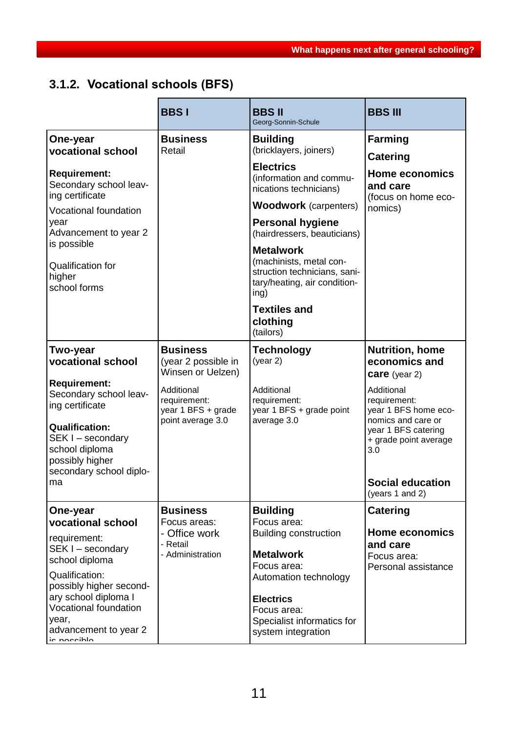## 3.1.2. Vocational schools (BFS)

| | BBS I | BBS II Georg-Sonnin-Schule | BBS III |
|---|---|---|---|
| **One-year vocational school**<br><br>**Requirement:** Secondary school leaving certificate<br>Vocational foundation year<br>Advancement to year 2 is possible<br><br>Qualification for higher school forms | **Business**<br>Retail | **Building** (bricklayers, joiners)<br>**Electrics** (information and communications technicians)<br>**Woodwork** (carpenters)<br>**Personal hygiene** (hairdressers, beauticians)<br>**Metalwork** (machinists, metal construction technicians, sanitary/heating, air conditioning)<br>**Textiles and clothing** (tailors) | **Farming**<br>**Catering**<br>**Home economics and care** (focus on home economics) |
| **Two-year vocational school**<br><br>**Requirement:** Secondary school leaving certificate<br><br>**Qualification:** SEK I – secondary school diploma possibly higher secondary school diploma | **Business** (year 2 possible in Winsen or Uelzen)<br>Additional requirement: year 1 BFS + grade point average 3.0 | **Technology** (year 2)<br>Additional requirement: year 1 BFS + grade point average 3.0 | **Nutrition, home economics and care** (year 2)<br>Additional requirement: year 1 BFS home economics and care or year 1 BFS catering + grade point average 3.0<br><br>**Social education** (years 1 and 2) |
| **One-year vocational school**<br><br>requirement: SEK I – secondary school diploma<br>Qualification: possibly higher secondary school diploma I<br>Vocational foundation year, advancement to year 2 is possible | **Business**<br>Focus areas:<br>- Office work<br>- Retail<br>- Administration | **Building**<br>Focus area: Building construction<br>**Metalwork**<br>Focus area: Automation technology<br>**Electrics**<br>Focus area: Specialist informatics for system integration | **Catering**<br>**Home economics and care**<br>Focus area: Personal assistance |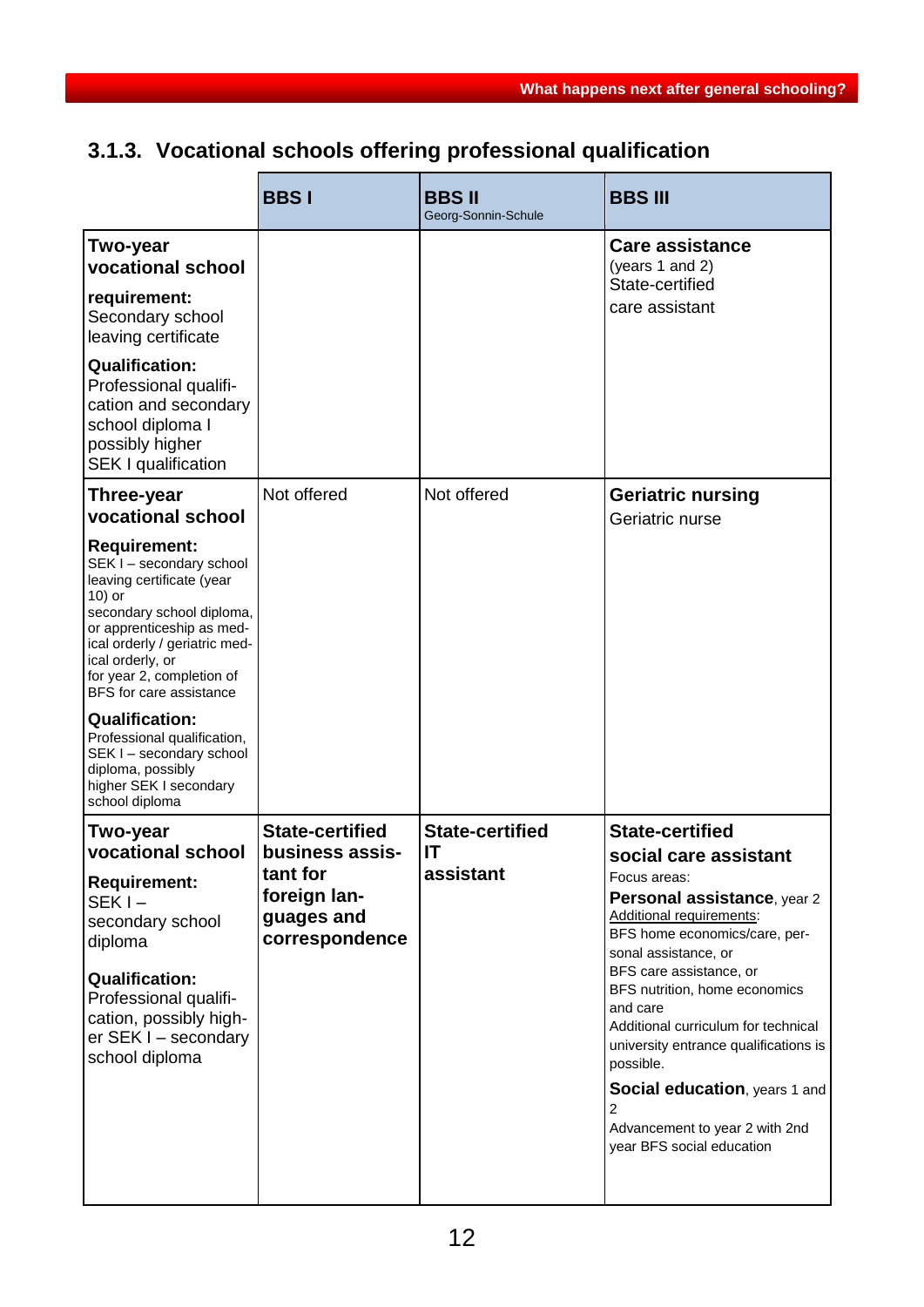### 3.1.3. Vocational schools offering professional qualification

| | BBS I | BBS II Georg-Sonnin-Schule | BBS III |
|---|---|---|---|
| **Two-year vocational school**<br><br>**requirement:** Secondary school leaving certificate<br><br>**Qualification:** Professional qualification and secondary school diploma I possibly higher SEK I qualification | | | **Care assistance** (years 1 and 2) State-certified care assistant |
| **Three-year vocational school**<br><br>**Requirement:** SEK I – secondary school leaving certificate (year 10) or secondary school diploma, or apprenticeship as medical orderly / geriatric medical orderly, or for year 2, completion of BFS for care assistance<br><br>**Qualification:** Professional qualification, SEK I – secondary school diploma, possibly higher SEK I secondary school diploma | Not offered | Not offered | **Geriatric nursing** Geriatric nurse |
| **Two-year vocational school**<br><br>**Requirement:** SEK I – secondary school diploma<br><br>**Qualification:** Professional qualification, possibly higher SEK I – secondary school diploma | **State-certified business assistant for foreign languages and correspondence** | **State-certified IT assistant** | **State-certified social care assistant**<br>Focus areas:<br>**Personal assistance**, year 2<br>Additional requirements:<br>BFS home economics/care, personal assistance, or<br>BFS care assistance, or<br>BFS nutrition, home economics and care<br>Additional curriculum for technical university entrance qualifications is possible.<br><br>**Social education**, years 1 and 2<br>Advancement to year 2 with 2nd year BFS social education |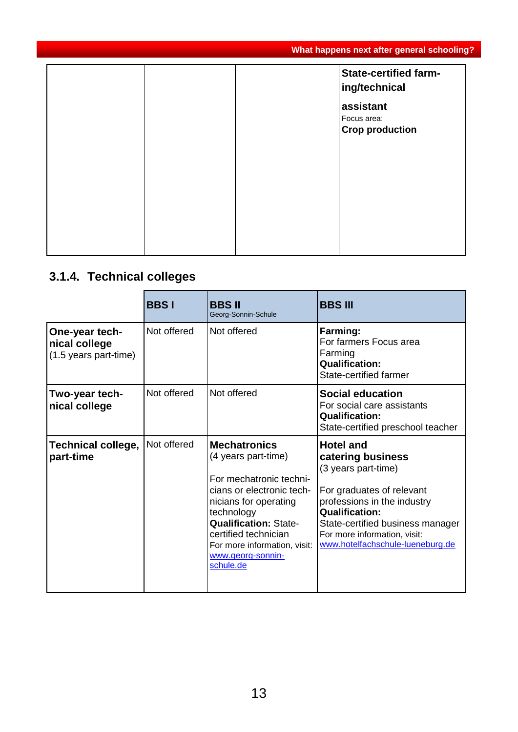| | | | **State-certified farming/technical assistant** Focus area: **Crop production** |
|---|---|---|---|

### 3.1.4. Technical colleges

| | **BBS I** | **BBS II** Georg-Sonnin-Schule | **BBS III** |
|---|---|---|---|
| **One-year technical college** (1.5 years part-time) | Not offered | Not offered | **Farming:** For farmers Focus area Farming **Qualification:** State-certified farmer |
| **Two-year technical college** | Not offered | Not offered | **Social education** For social care assistants **Qualification:** State-certified preschool teacher |
| **Technical college, part-time** | Not offered | **Mechatronics** (4 years part-time) For mechatronic technicians or electronic technicians for operating technology **Qualification:** State-certified technician For more information, visit: www.georg-sonnin-schule.de | **Hotel and catering business** (3 years part-time) For graduates of relevant professions in the industry **Qualification:** State-certified business manager For more information, visit: www.hotelfachschule-lueneburg.de |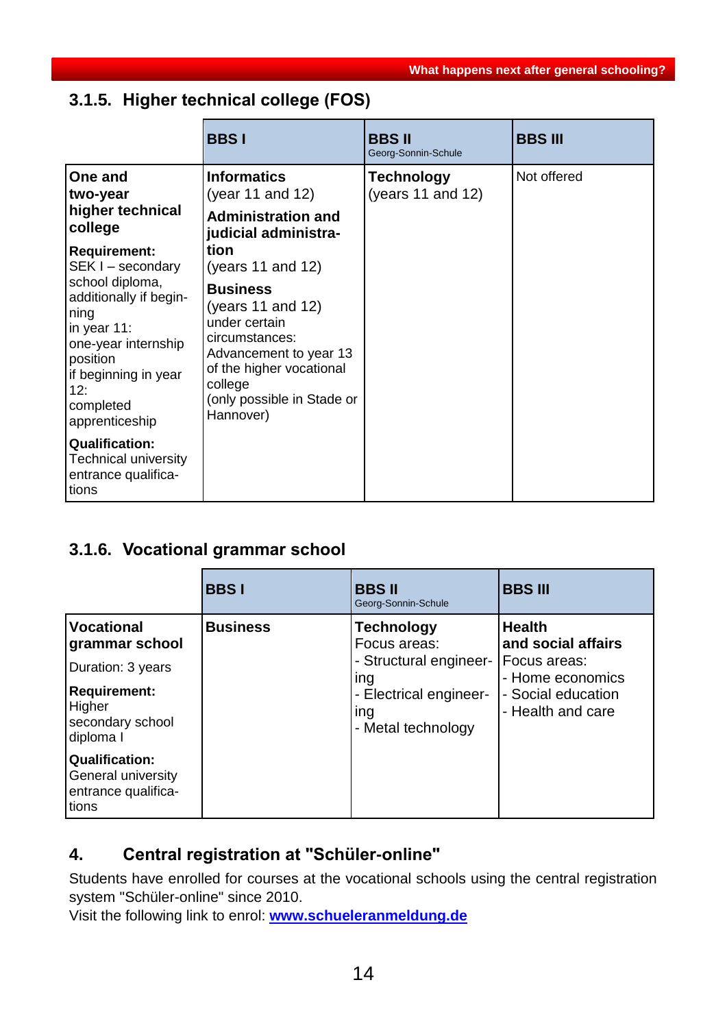## 3.1.5. Higher technical college (FOS)

| | **BBS I** | **BBS II** Georg-Sonnin-Schule | **BBS III** |
|---|---|---|---|
| **One and two-year higher technical college**<br><br>**Requirement:** SEK I – secondary school diploma, additionally if beginning in year 11: one-year internship position if beginning in year 12: completed apprenticeship<br><br>**Qualification:** Technical university entrance qualifications | **Informatics** (year 11 and 12)<br><br>**Administration and judicial administration** (years 11 and 12)<br><br>**Business** (years 11 and 12) under certain circumstances: Advancement to year 13 of the higher vocational college (only possible in Stade or Hannover) | **Technology** (years 11 and 12) | Not offered |

## 3.1.6. Vocational grammar school

| | **BBS I** | **BBS II** Georg-Sonnin-Schule | **BBS III** |
|---|---|---|---|
| **Vocational grammar school**<br><br>Duration: 3 years<br><br>**Requirement:** Higher secondary school diploma I<br><br>**Qualification:** General university entrance qualifications | **Business** | **Technology** Focus areas:<br>- Structural engineering<br>- Electrical engineering<br>- Metal technology | **Health and social affairs** Focus areas:<br>- Home economics<br>- Social education<br>- Health and care |

# 4. Central registration at "Schüler-online"

Students have enrolled for courses at the vocational schools using the central registration system "Schüler-online" since 2010.
Visit the following link to enrol: **www.schueleranmeldung.de**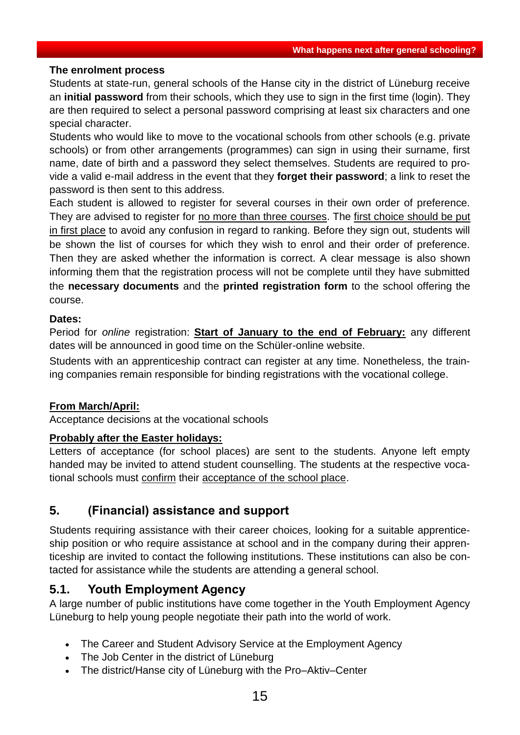**The enrolment process**

Students at state-run, general schools of the Hanse city in the district of Lüneburg receive an **initial password** from their schools, which they use to sign in the first time (login). They are then required to select a personal password comprising at least six characters and one special character.

Students who would like to move to the vocational schools from other schools (e.g. private schools) or from other arrangements (programmes) can sign in using their surname, first name, date of birth and a password they select themselves. Students are required to provide a valid e-mail address in the event that they **forget their password**; a link to reset the password is then sent to this address.

Each student is allowed to register for several courses in their own order of preference. They are advised to register for <u>no more than three courses</u>. The <u>first choice should be put in first place</u> to avoid any confusion in regard to ranking. Before they sign out, students will be shown the list of courses for which they wish to enrol and their order of preference. Then they are asked whether the information is correct. A clear message is also shown informing them that the registration process will not be complete until they have submitted the **necessary documents** and the **printed registration form** to the school offering the course.

**Dates:**

Period for *online* registration: **<u>Start of January to the end of February:</u>** any different dates will be announced in good time on the Schüler-online website.

Students with an apprenticeship contract can register at any time. Nonetheless, the training companies remain responsible for binding registrations with the vocational college.

**<u>From March/April:</u>**

Acceptance decisions at the vocational schools

**<u>Probably after the Easter holidays:</u>**

Letters of acceptance (for school places) are sent to the students. Anyone left empty handed may be invited to attend student counselling. The students at the respective vocational schools must <u>confirm</u> their <u>acceptance of the school place</u>.

## 5. (Financial) assistance and support

Students requiring assistance with their career choices, looking for a suitable apprenticeship position or who require assistance at school and in the company during their apprenticeship are invited to contact the following institutions. These institutions can also be contacted for assistance while the students are attending a general school.

### 5.1. Youth Employment Agency

A large number of public institutions have come together in the Youth Employment Agency Lüneburg to help young people negotiate their path into the world of work.

- The Career and Student Advisory Service at the Employment Agency
- The Job Center in the district of Lüneburg
- The district/Hanse city of Lüneburg with the Pro–Aktiv–Center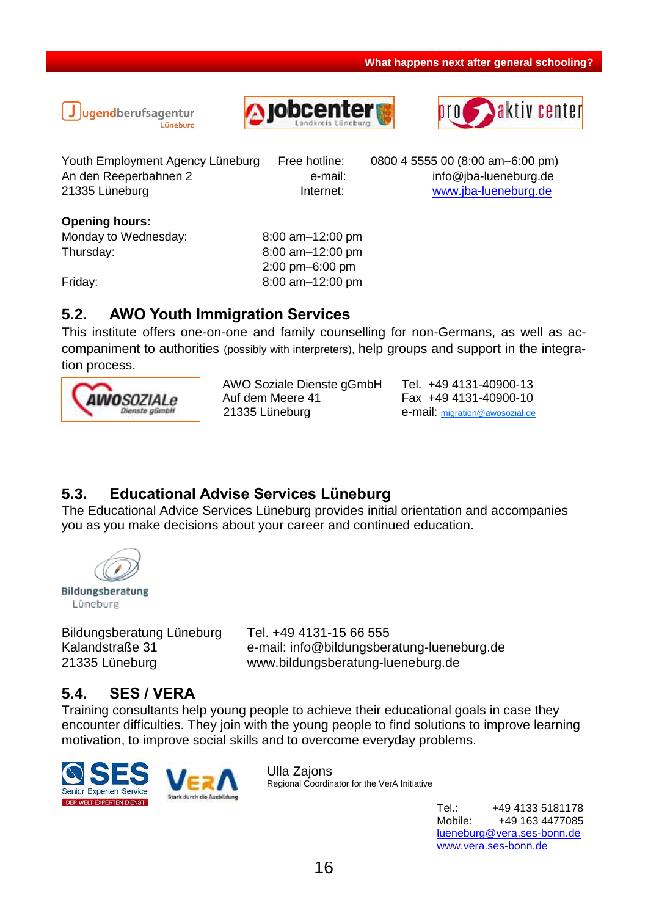Youth Employment Agency Lüneburg
An den Reeperbahnen 2
21335 Lüneburg

Free hotline: 0800 4 5555 00 (8:00 am–6:00 pm)
e-mail: info@jba-lueneburg.de
Internet: www.jba-lueneburg.de

**Opening hours:**

| | |
|---|---|
| Monday to Wednesday: | 8:00 am–12:00 pm |
| Thursday: | 8:00 am–12:00 pm |
| | 2:00 pm–6:00 pm |
| Friday: | 8:00 am–12:00 pm |

## 5.2. AWO Youth Immigration Services

This institute offers one-on-one and family counselling for non-Germans, as well as accompaniment to authorities (possibly with interpreters), help groups and support in the integration process.

AWO Soziale Dienste gGmbH
Auf dem Meere 41
21335 Lüneburg

Tel. +49 4131-40900-13
Fax +49 4131-40900-10
e-mail: migration@awosozial.de

## 5.3. Educational Advise Services Lüneburg

The Educational Advice Services Lüneburg provides initial orientation and accompanies you as you make decisions about your career and continued education.

Bildungsberatung Lüneburg
Kalandstraße 31
21335 Lüneburg

Tel. +49 4131-15 66 555
e-mail: info@bildungsberatung-lueneburg.de
www.bildungsberatung-lueneburg.de

## 5.4. SES / VERA

Training consultants help young people to achieve their educational goals in case they encounter difficulties. They join with the young people to find solutions to improve learning motivation, to improve social skills and to overcome everyday problems.

Ulla Zajons
Regional Coordinator for the VerA Initiative

Tel.: +49 4133 5181178
Mobile: +49 163 4477085
lueneburg@vera.ses-bonn.de
www.vera.ses-bonn.de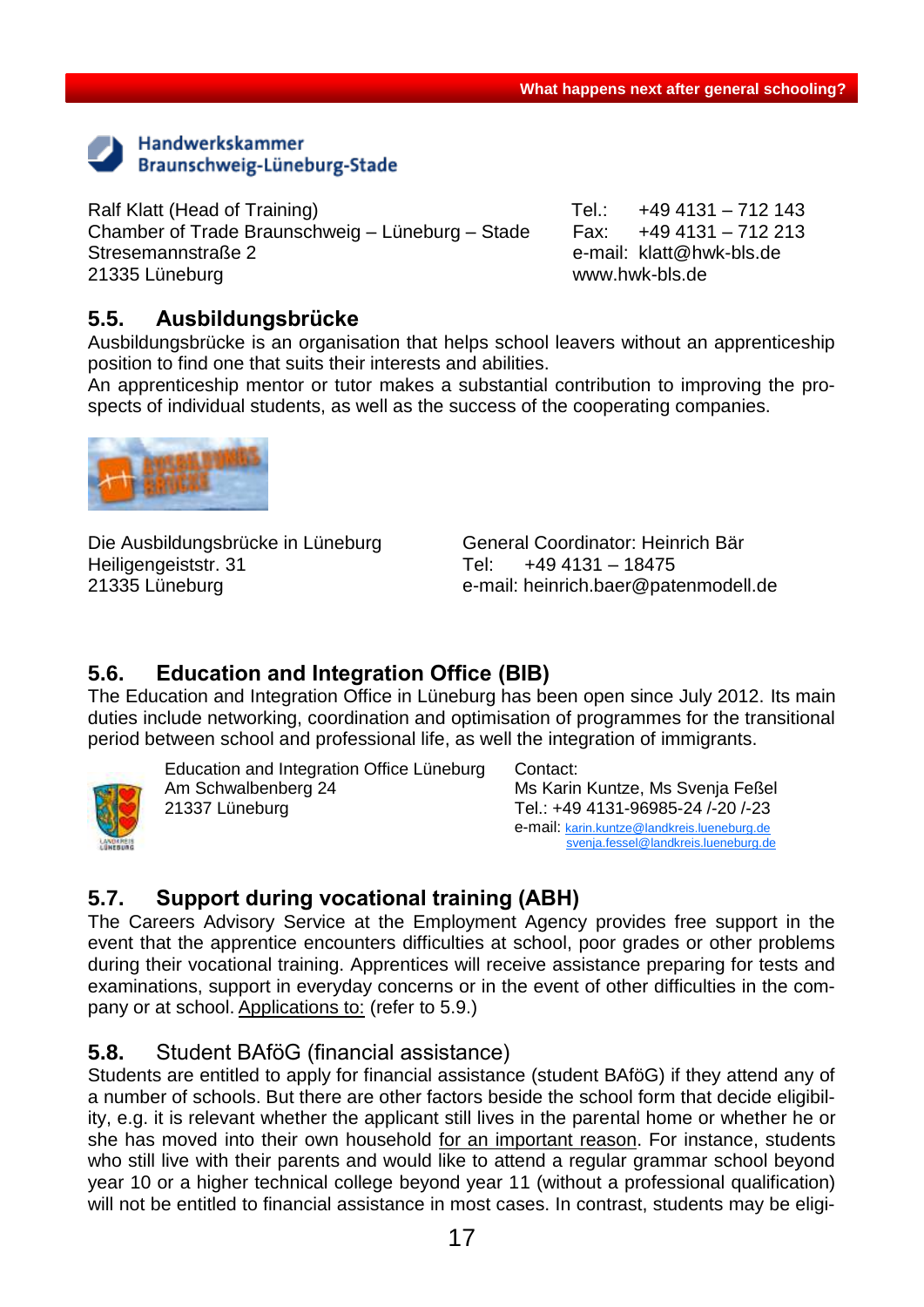Handwerkskammer
Braunschweig-Lüneburg-Stade

Ralf Klatt (Head of Training)
Chamber of Trade Braunschweig – Lüneburg – Stade
Stresemannstraße 2
21335 Lüneburg

Tel.: +49 4131 – 712 143
Fax: +49 4131 – 712 213
e-mail: klatt@hwk-bls.de
www.hwk-bls.de

## 5.5. Ausbildungsbrücke

Ausbildungsbrücke is an organisation that helps school leavers without an apprenticeship position to find one that suits their interests and abilities.
An apprenticeship mentor or tutor makes a substantial contribution to improving the prospects of individual students, as well as the success of the cooperating companies.

Die Ausbildungsbrücke in Lüneburg
Heiligengeiststr. 31
21335 Lüneburg

General Coordinator: Heinrich Bär
Tel: +49 4131 – 18475
e-mail: heinrich.baer@patenmodell.de

## 5.6. Education and Integration Office (BIB)

The Education and Integration Office in Lüneburg has been open since July 2012. Its main duties include networking, coordination and optimisation of programmes for the transitional period between school and professional life, as well the integration of immigrants.

Education and Integration Office Lüneburg
Am Schwalbenberg 24
21337 Lüneburg

Contact:
Ms Karin Kuntze, Ms Svenja Feßel
Tel.: +49 4131-96985-24 /-20 /-23
e-mail: karin.kuntze@landkreis.lueneburg.de
svenja.fessel@landkreis.lueneburg.de

## 5.7. Support during vocational training (ABH)

The Careers Advisory Service at the Employment Agency provides free support in the event that the apprentice encounters difficulties at school, poor grades or other problems during their vocational training. Apprentices will receive assistance preparing for tests and examinations, support in everyday concerns or in the event of other difficulties in the company or at school. Applications to: (refer to 5.9.)

## 5.8. Student BAföG (financial assistance)

Students are entitled to apply for financial assistance (student BAföG) if they attend any of a number of schools. But there are other factors beside the school form that decide eligibility, e.g. it is relevant whether the applicant still lives in the parental home or whether he or she has moved into their own household for an important reason. For instance, students who still live with their parents and would like to attend a regular grammar school beyond year 10 or a higher technical college beyond year 11 (without a professional qualification) will not be entitled to financial assistance in most cases. In contrast, students may be eligi-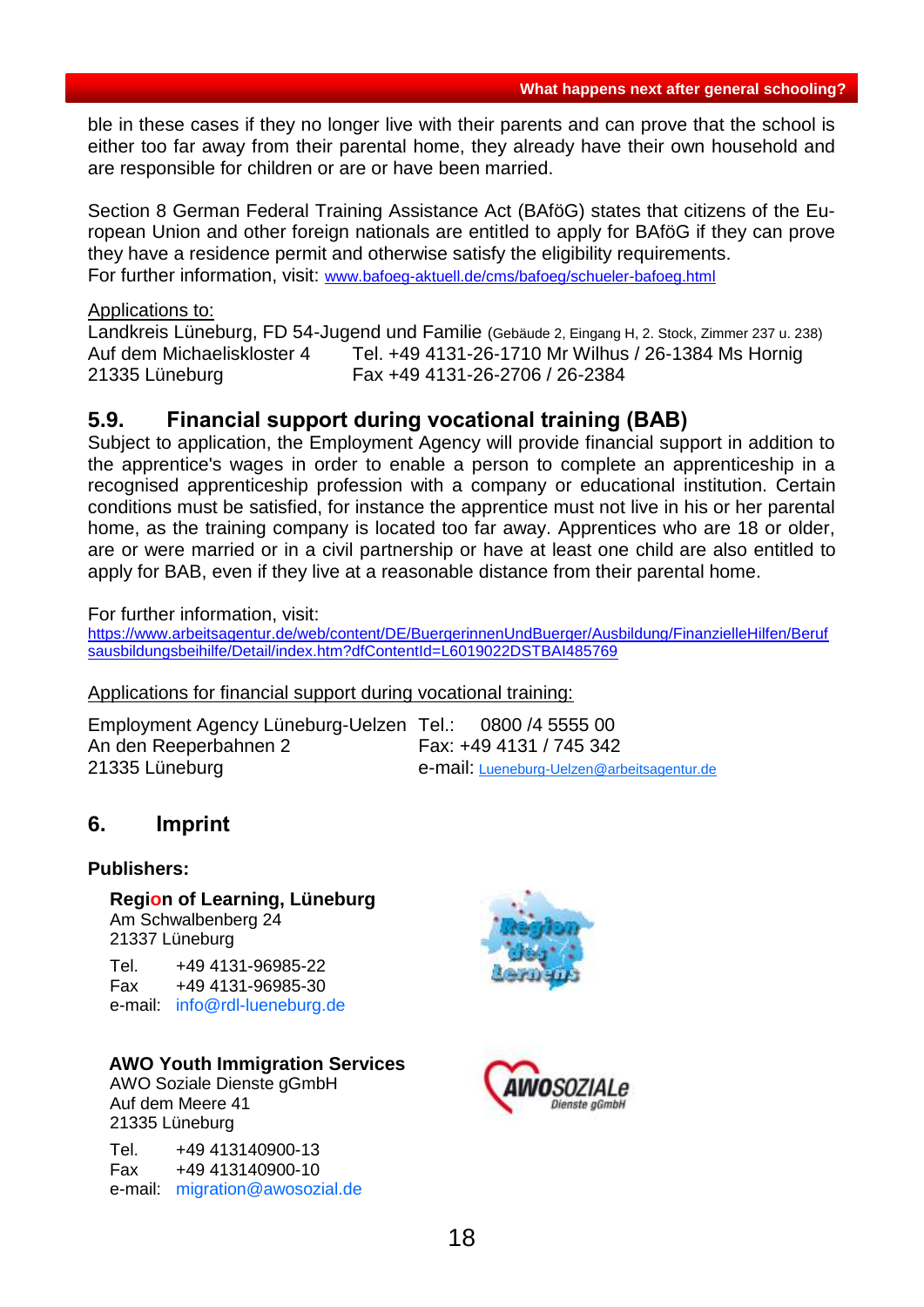ble in these cases if they no longer live with their parents and can prove that the school is either too far away from their parental home, they already have their own household and are responsible for children or are or have been married.

Section 8 German Federal Training Assistance Act (BAföG) states that citizens of the European Union and other foreign nationals are entitled to apply for BAföG if they can prove they have a residence permit and otherwise satisfy the eligibility requirements.
For further information, visit: www.bafoeg-aktuell.de/cms/bafoeg/schueler-bafoeg.html

Applications to:
Landkreis Lüneburg, FD 54-Jugend und Familie (Gebäude 2, Eingang H, 2. Stock, Zimmer 237 u. 238)
Auf dem Michaeliskloster 4 Tel. +49 4131-26-1710 Mr Wilhus / 26-1384 Ms Hornig
21335 Lüneburg Fax +49 4131-26-2706 / 26-2384

## 5.9. Financial support during vocational training (BAB)

Subject to application, the Employment Agency will provide financial support in addition to the apprentice's wages in order to enable a person to complete an apprenticeship in a recognised apprenticeship profession with a company or educational institution. Certain conditions must be satisfied, for instance the apprentice must not live in his or her parental home, as the training company is located too far away. Apprentices who are 18 or older, are or were married or in a civil partnership or have at least one child are also entitled to apply for BAB, even if they live at a reasonable distance from their parental home.

For further information, visit:
https://www.arbeitsagentur.de/web/content/DE/BuergerinnenUndBuerger/Ausbildung/FinanzielleHilfen/Berufsausbildungsbeihilfe/Detail/index.htm?dfContentId=L6019022DSTBAI485769

Applications for financial support during vocational training:

Employment Agency Lüneburg-Uelzen Tel.: 0800 /4 5555 00
An den Reeperbahnen 2 Fax: +49 4131 / 745 342
21335 Lüneburg e-mail: Lueneburg-Uelzen@arbeitsagentur.de

# 6. Imprint

**Publishers:**

**Region of Learning, Lüneburg**
Am Schwalbenberg 24
21337 Lüneburg

Tel. +49 4131-96985-22
Fax +49 4131-96985-30
e-mail: info@rdl-lueneburg.de

**AWO Youth Immigration Services**
AWO Soziale Dienste gGmbH
Auf dem Meere 41
21335 Lüneburg

Tel. +49 413140900-13
Fax +49 413140900-10
e-mail: migration@awosozial.de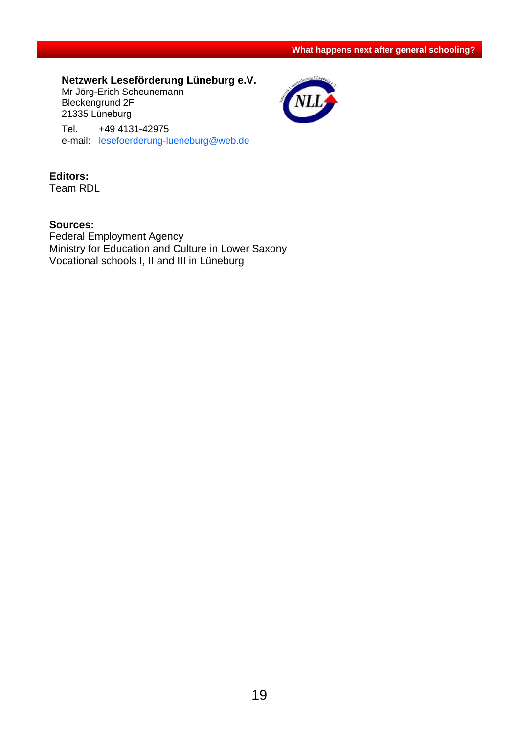**Netzwerk Leseförderung Lüneburg e.V.**
Mr Jörg-Erich Scheunemann
Bleckengrund 2F
21335 Lüneburg

Tel. +49 4131-42975
e-mail: lesefoerderung-lueneburg@web.de

**Editors:**
Team RDL

**Sources:**
Federal Employment Agency
Ministry for Education and Culture in Lower Saxony
Vocational schools I, II and III in Lüneburg